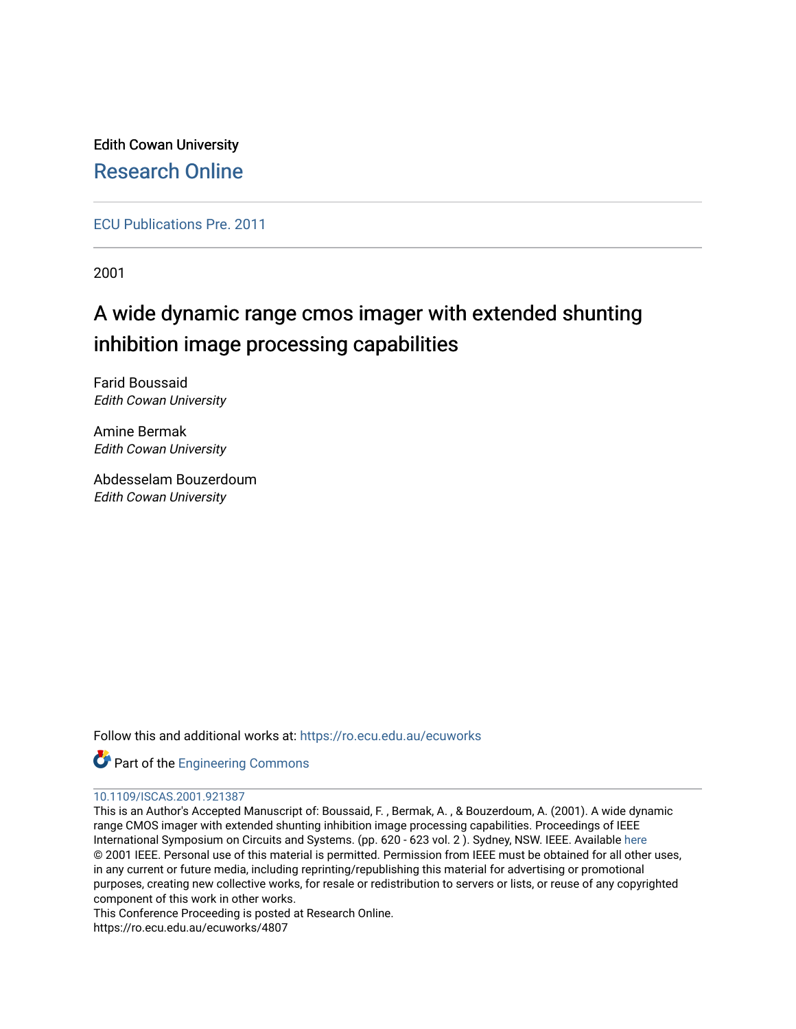Edith Cowan University

Research Online

ECU Publications Pre. 2011

2001

# A wide dynamic range cmos imager with extended shunting inhibition image processing capabilities

Farid Boussaid
*Edith Cowan University*

Amine Bermak
*Edith Cowan University*

Abdesselam Bouzerdoum
*Edith Cowan University*

Follow this and additional works at: https://ro.ecu.edu.au/ecuworks

Part of the Engineering Commons

10.1109/ISCAS.2001.921387

This is an Author's Accepted Manuscript of: Boussaid, F. , Bermak, A. , & Bouzerdoum, A. (2001). A wide dynamic range CMOS imager with extended shunting inhibition image processing capabilities. Proceedings of IEEE International Symposium on Circuits and Systems. (pp. 620 - 623 vol. 2 ). Sydney, NSW. IEEE. Available here

© 2001 IEEE. Personal use of this material is permitted. Permission from IEEE must be obtained for all other uses, in any current or future media, including reprinting/republishing this material for advertising or promotional purposes, creating new collective works, for resale or redistribution to servers or lists, or reuse of any copyrighted component of this work in other works.

This Conference Proceeding is posted at Research Online.

https://ro.ecu.edu.au/ecuworks/4807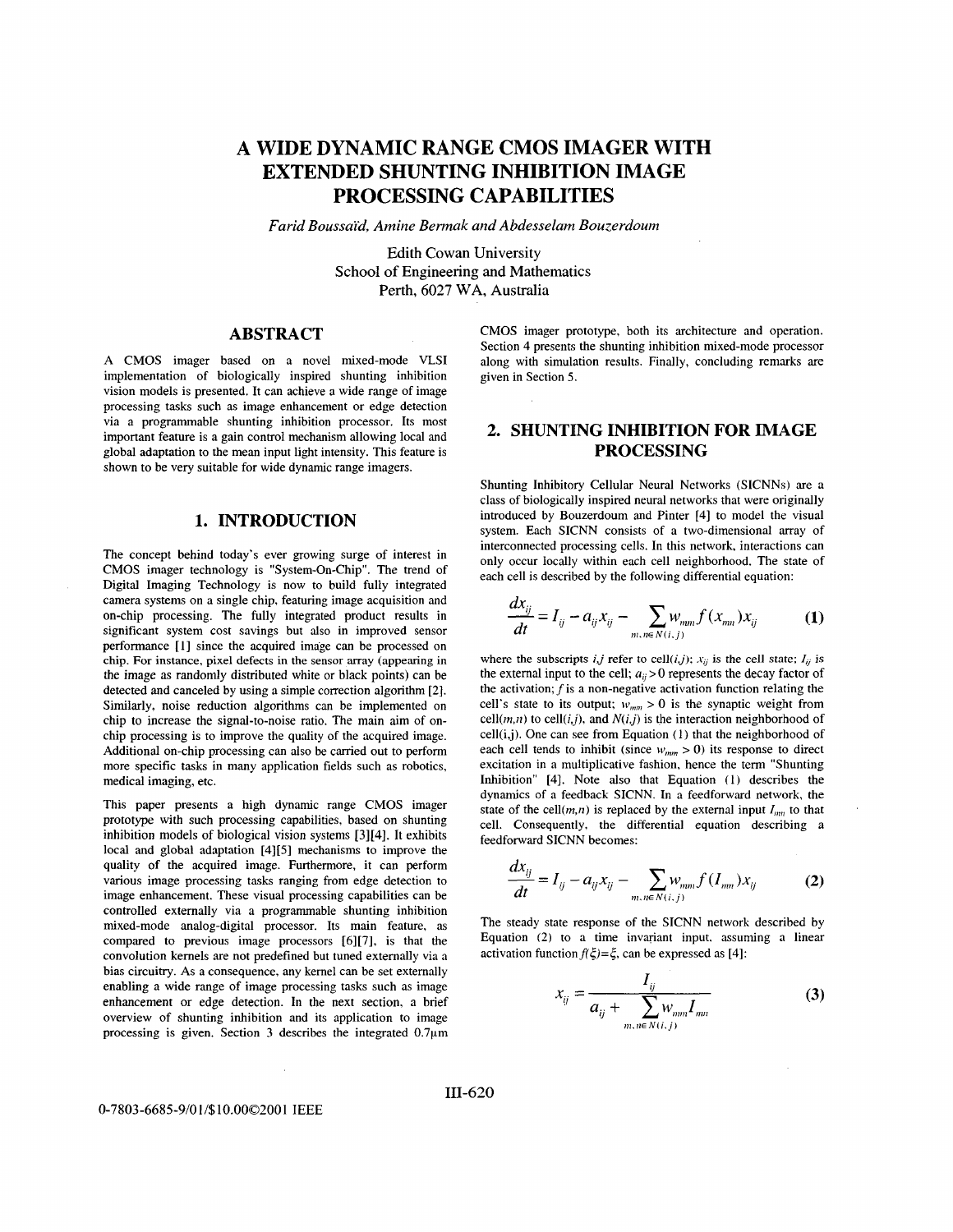# A WIDE DYNAMIC RANGE CMOS IMAGER WITH EXTENDED SHUNTING INHIBITION IMAGE PROCESSING CAPABILITIES

*Farid Boussaïd, Amine Bermak and Abdesselam Bouzerdoum*

Edith Cowan University
School of Engineering and Mathematics
Perth, 6027 WA, Australia

## ABSTRACT

A CMOS imager based on a novel mixed-mode VLSI implementation of biologically inspired shunting inhibition vision models is presented. It can achieve a wide range of image processing tasks such as image enhancement or edge detection via a programmable shunting inhibition processor. Its most important feature is a gain control mechanism allowing local and global adaptation to the mean input light intensity. This feature is shown to be very suitable for wide dynamic range imagers.

## 1. INTRODUCTION

The concept behind today's ever growing surge of interest in CMOS imager technology is "System-On-Chip". The trend of Digital Imaging Technology is now to build fully integrated camera systems on a single chip, featuring image acquisition and on-chip processing. The fully integrated product results in significant system cost savings but also in improved sensor performance [1] since the acquired image can be processed on chip. For instance, pixel defects in the sensor array (appearing in the image as randomly distributed white or black points) can be detected and canceled by using a simple correction algorithm [2]. Similarly, noise reduction algorithms can be implemented on chip to increase the signal-to-noise ratio. The main aim of on-chip processing is to improve the quality of the acquired image. Additional on-chip processing can also be carried out to perform more specific tasks in many application fields such as robotics, medical imaging, etc.

This paper presents a high dynamic range CMOS imager prototype with such processing capabilities, based on shunting inhibition models of biological vision systems [3][4]. It exhibits local and global adaptation [4][5] mechanisms to improve the quality of the acquired image. Furthermore, it can perform various image processing tasks ranging from edge detection to image enhancement. These visual processing capabilities can be controlled externally via a programmable shunting inhibition mixed-mode analog-digital processor. Its main feature, as compared to previous image processors [6][7], is that the convolution kernels are not predefined but tuned externally via a bias circuitry. As a consequence, any kernel can be set externally enabling a wide range of image processing tasks such as image enhancement or edge detection. In the next section, a brief overview of shunting inhibition and its application to image processing is given. Section 3 describes the integrated 0.7μm CMOS imager prototype, both its architecture and operation. Section 4 presents the shunting inhibition mixed-mode processor along with simulation results. Finally, concluding remarks are given in Section 5.

## 2. SHUNTING INHIBITION FOR IMAGE PROCESSING

Shunting Inhibitory Cellular Neural Networks (SICNNs) are a class of biologically inspired neural networks that were originally introduced by Bouzerdoum and Pinter [4] to model the visual system. Each SICNN consists of a two-dimensional array of interconnected processing cells. In this network, interactions can only occur locally within each cell neighborhood. The state of each cell is described by the following differential equation:

$$\frac{dx_{ij}}{dt} = I_{ij} - a_{ij}x_{ij} - \sum_{m,n \in N(i,j)} w_{mn} f(x_{mn}) x_{ij} \qquad \textbf{(1)}$$

where the subscripts $i,j$ refer to cell$(i,j)$; $x_{ij}$ is the cell state; $I_{ij}$ is the external input to the cell; $a_{ij} > 0$ represents the decay factor of the activation; $f$ is a non-negative activation function relating the cell's state to its output; $w_{mn} > 0$ is the synaptic weight from cell$(m,n)$ to cell$(i,j)$, and $N(i,j)$ is the interaction neighborhood of cell(i,j). One can see from Equation (1) that the neighborhood of each cell tends to inhibit (since $w_{mn} > 0$) its response to direct excitation in a multiplicative fashion, hence the term "Shunting Inhibition" [4]. Note also that Equation (1) describes the dynamics of a feedback SICNN. In a feedforward network, the state of the cell$(m,n)$ is replaced by the external input $I_{mn}$ to that cell. Consequently, the differential equation describing a feedforward SICNN becomes:

$$\frac{dx_{ij}}{dt} = I_{ij} - a_{ij}x_{ij} - \sum_{m,n \in N(i,j)} w_{mn} f(I_{mn}) x_{ij} \qquad \textbf{(2)}$$

The steady state response of the SICNN network described by Equation (2) to a time invariant input, assuming a linear activation function $f(\xi)=\xi$, can be expressed as [4]:

$$x_{ij} = \frac{I_{ij}}{a_{ij} + \sum_{m,n \in N(i,j)} w_{mn} I_{mn}} \qquad \textbf{(3)}$$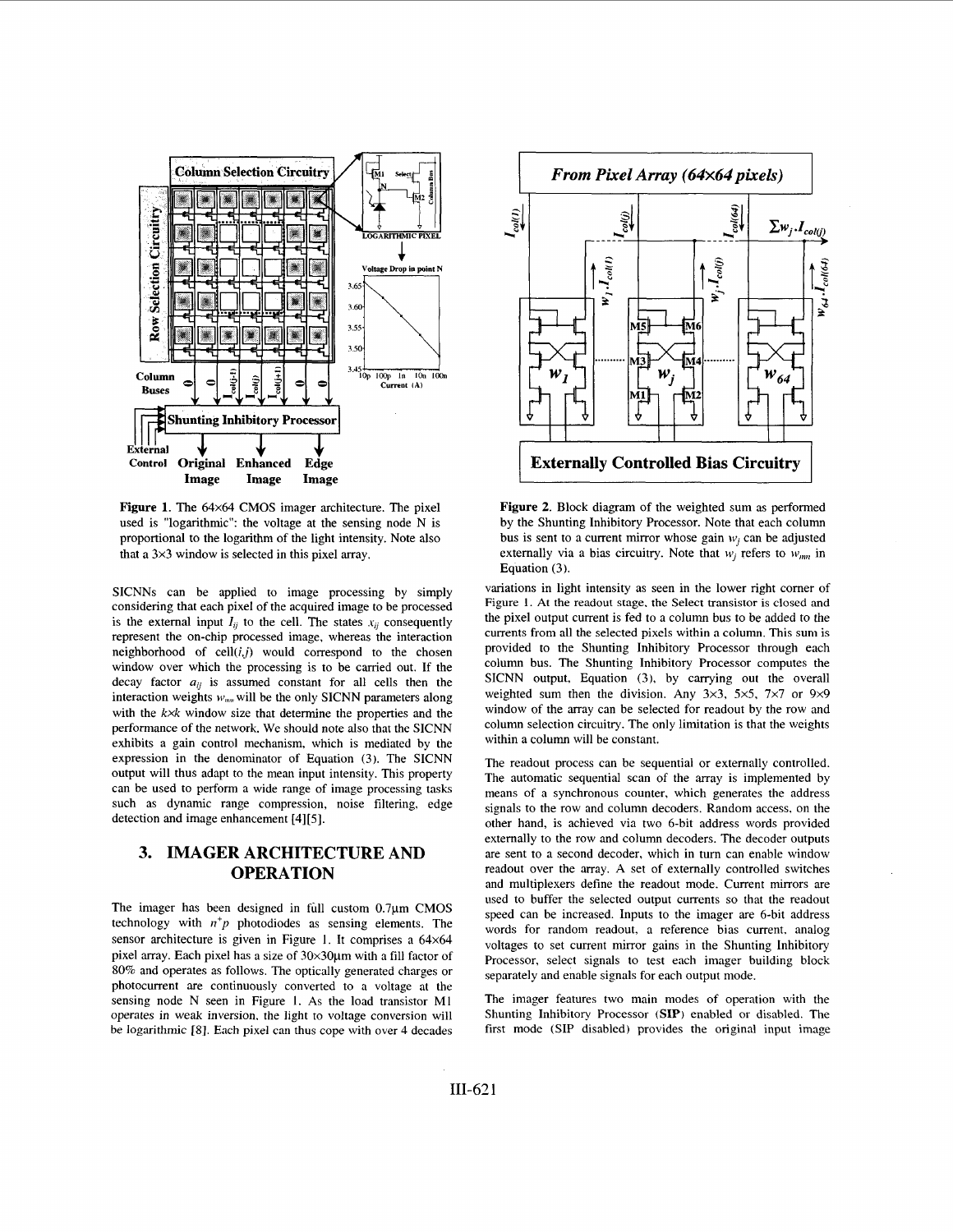Figure 1. The 64×64 CMOS imager architecture. The pixel used is "logarithmic": the voltage at the sensing node N is proportional to the logarithm of the light intensity. Note also that a 3×3 window is selected in this pixel array.

Figure 2. Block diagram of the weighted sum as performed by the Shunting Inhibitory Processor. Note that each column bus is sent to a current mirror whose gain $w_j$ can be adjusted externally via a bias circuitry. Note that $w_j$ refers to $w_{mn}$ in Equation (3).

SICNNs can be applied to image processing by simply considering that each pixel of the acquired image to be processed is the external input $I_{ij}$ to the cell. The states $x_{ij}$ consequently represent the on-chip processed image, whereas the interaction neighborhood of cell$(i,j)$ would correspond to the chosen window over which the processing is to be carried out. If the decay factor $a_{ij}$ is assumed constant for all cells then the interaction weights $w_{mn}$ will be the only SICNN parameters along with the $k$×$k$ window size that determine the properties and the performance of the network. We should note also that the SICNN exhibits a gain control mechanism, which is mediated by the expression in the denominator of Equation (3). The SICNN output will thus adapt to the mean input intensity. This property can be used to perform a wide range of image processing tasks such as dynamic range compression, noise filtering, edge detection and image enhancement [4][5].

## 3. IMAGER ARCHITECTURE AND OPERATION

The imager has been designed in full custom 0.7μm CMOS technology with $n^+p$ photodiodes as sensing elements. The sensor architecture is given in Figure 1. It comprises a 64×64 pixel array. Each pixel has a size of 30×30μm with a fill factor of 80% and operates as follows. The optically generated charges or photocurrent are continuously converted to a voltage at the sensing node N seen in Figure 1. As the load transistor M1 operates in weak inversion, the light to voltage conversion will be logarithmic [8]. Each pixel can thus cope with over 4 decades variations in light intensity as seen in the lower right corner of Figure 1. At the readout stage, the Select transistor is closed and the pixel output current is fed to a column bus to be added to the currents from all the selected pixels within a column. This sum is provided to the Shunting Inhibitory Processor through each column bus. The Shunting Inhibitory Processor computes the SICNN output, Equation (3), by carrying out the overall weighted sum then the division. Any 3×3, 5×5, 7×7 or 9×9 window of the array can be selected for readout by the row and column selection circuitry. The only limitation is that the weights within a column will be constant.

The readout process can be sequential or externally controlled. The automatic sequential scan of the array is implemented by means of a synchronous counter, which generates the address signals to the row and column decoders. Random access, on the other hand, is achieved via two 6-bit address words provided externally to the row and column decoders. The decoder outputs are sent to a second decoder, which in turn can enable window readout over the array. A set of externally controlled switches and multiplexers define the readout mode. Current mirrors are used to buffer the selected output currents so that the readout speed can be increased. Inputs to the imager are 6-bit address words for random readout, a reference bias current, analog voltages to set current mirror gains in the Shunting Inhibitory Processor, select signals to test each imager building block separately and enable signals for each output mode.

The imager features two main modes of operation with the Shunting Inhibitory Processor (**SIP**) enabled or disabled. The first mode (SIP disabled) provides the original input image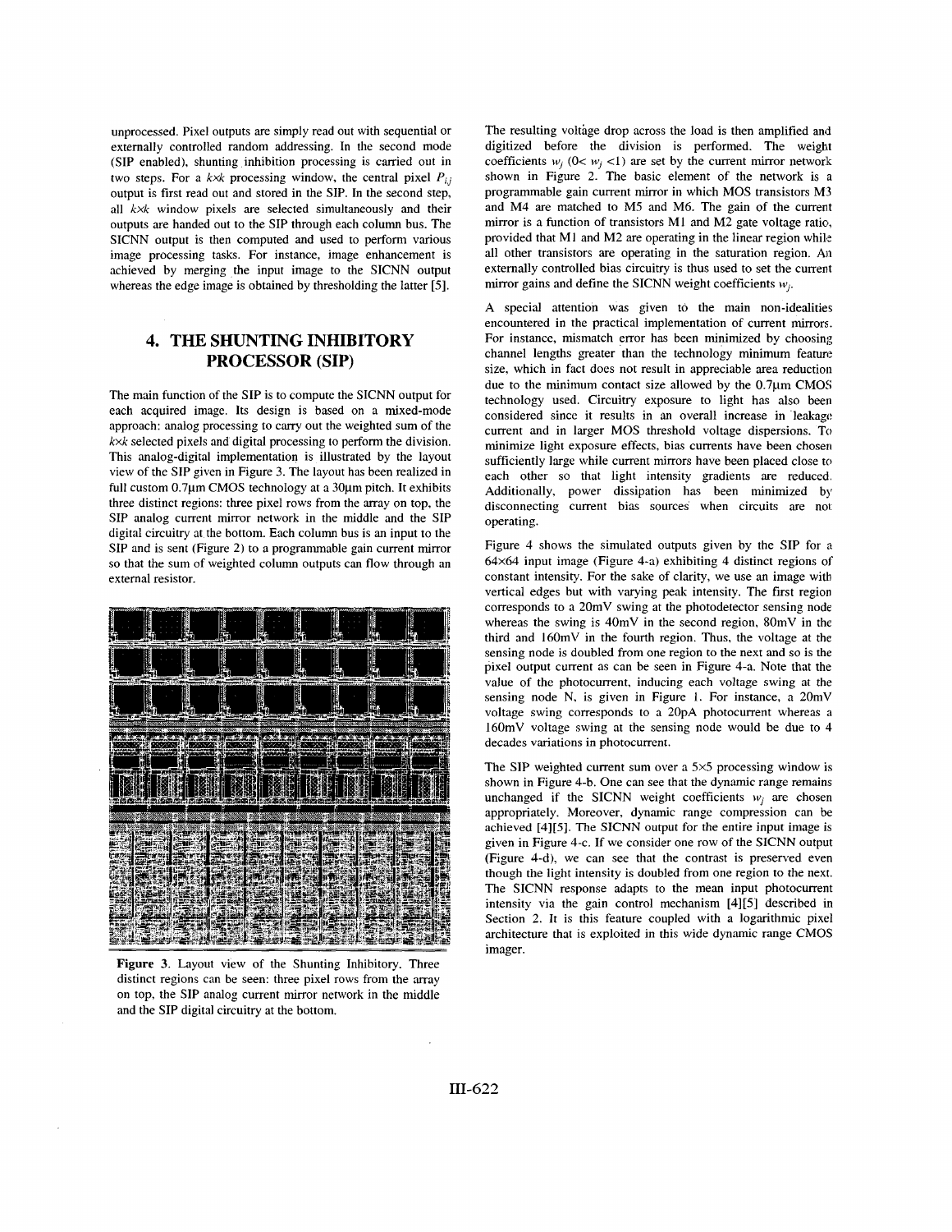unprocessed. Pixel outputs are simply read out with sequential or externally controlled random addressing. In the second mode (SIP enabled), shunting inhibition processing is carried out in two steps. For a $k \times k$ processing window, the central pixel $P_{ij}$ output is first read out and stored in the SIP. In the second step, all $k \times k$ window pixels are selected simultaneously and their outputs are handed out to the SIP through each column bus. The SICNN output is then computed and used to perform various image processing tasks. For instance, image enhancement is achieved by merging the input image to the SICNN output whereas the edge image is obtained by thresholding the latter [5].

## 4. THE SHUNTING INHIBITORY PROCESSOR (SIP)

The main function of the SIP is to compute the SICNN output for each acquired image. Its design is based on a mixed-mode approach: analog processing to carry out the weighted sum of the $k \times k$ selected pixels and digital processing to perform the division. This analog-digital implementation is illustrated by the layout view of the SIP given in Figure 3. The layout has been realized in full custom 0.7μm CMOS technology at a 30μm pitch. It exhibits three distinct regions: three pixel rows from the array on top, the SIP analog current mirror network in the middle and the SIP digital circuitry at the bottom. Each column bus is an input to the SIP and is sent (Figure 2) to a programmable gain current mirror so that the sum of weighted column outputs can flow through an external resistor.

**Figure 3**. Layout view of the Shunting Inhibitory. Three distinct regions can be seen: three pixel rows from the array on top, the SIP analog current mirror network in the middle and the SIP digital circuitry at the bottom.

The resulting voltage drop across the load is then amplified and digitized before the division is performed. The weight coefficients $w_j$ ($0 < w_j < 1$) are set by the current mirror network shown in Figure 2. The basic element of the network is a programmable gain current mirror in which MOS transistors M3 and M4 are matched to M5 and M6. The gain of the current mirror is a function of transistors M1 and M2 gate voltage ratio, provided that M1 and M2 are operating in the linear region while all other transistors are operating in the saturation region. An externally controlled bias circuitry is thus used to set the current mirror gains and define the SICNN weight coefficients $w_j$.

A special attention was given to the main non-idealities encountered in the practical implementation of current mirrors. For instance, mismatch error has been minimized by choosing channel lengths greater than the technology minimum feature size, which in fact does not result in appreciable area reduction due to the minimum contact size allowed by the 0.7μm CMOS technology used. Circuitry exposure to light has also been considered since it results in an overall increase in leakage current and in larger MOS threshold voltage dispersions. To minimize light exposure effects, bias currents have been chosen sufficiently large while current mirrors have been placed close to each other so that light intensity gradients are reduced. Additionally, power dissipation has been minimized by disconnecting current bias sources when circuits are not operating.

Figure 4 shows the simulated outputs given by the SIP for a 64×64 input image (Figure 4-a) exhibiting 4 distinct regions of constant intensity. For the sake of clarity, we use an image with vertical edges but with varying peak intensity. The first region corresponds to a 20mV swing at the photodetector sensing node whereas the swing is 40mV in the second region, 80mV in the third and 160mV in the fourth region. Thus, the voltage at the sensing node is doubled from one region to the next and so is the pixel output current as can be seen in Figure 4-a. Note that the value of the photocurrent, inducing each voltage swing at the sensing node N, is given in Figure 1. For instance, a 20mV voltage swing corresponds to a 20pA photocurrent whereas a 160mV voltage swing at the sensing node would be due to 4 decades variations in photocurrent.

The SIP weighted current sum over a 5×5 processing window is shown in Figure 4-b. One can see that the dynamic range remains unchanged if the SICNN weight coefficients $w_j$ are chosen appropriately. Moreover, dynamic range compression can be achieved [4][5]. The SICNN output for the entire input image is given in Figure 4-c. If we consider one row of the SICNN output (Figure 4-d), we can see that the contrast is preserved even though the light intensity is doubled from one region to the next. The SICNN response adapts to the mean input photocurrent intensity via the gain control mechanism [4][5] described in Section 2. It is this feature coupled with a logarithmic pixel architecture that is exploited in this wide dynamic range CMOS imager.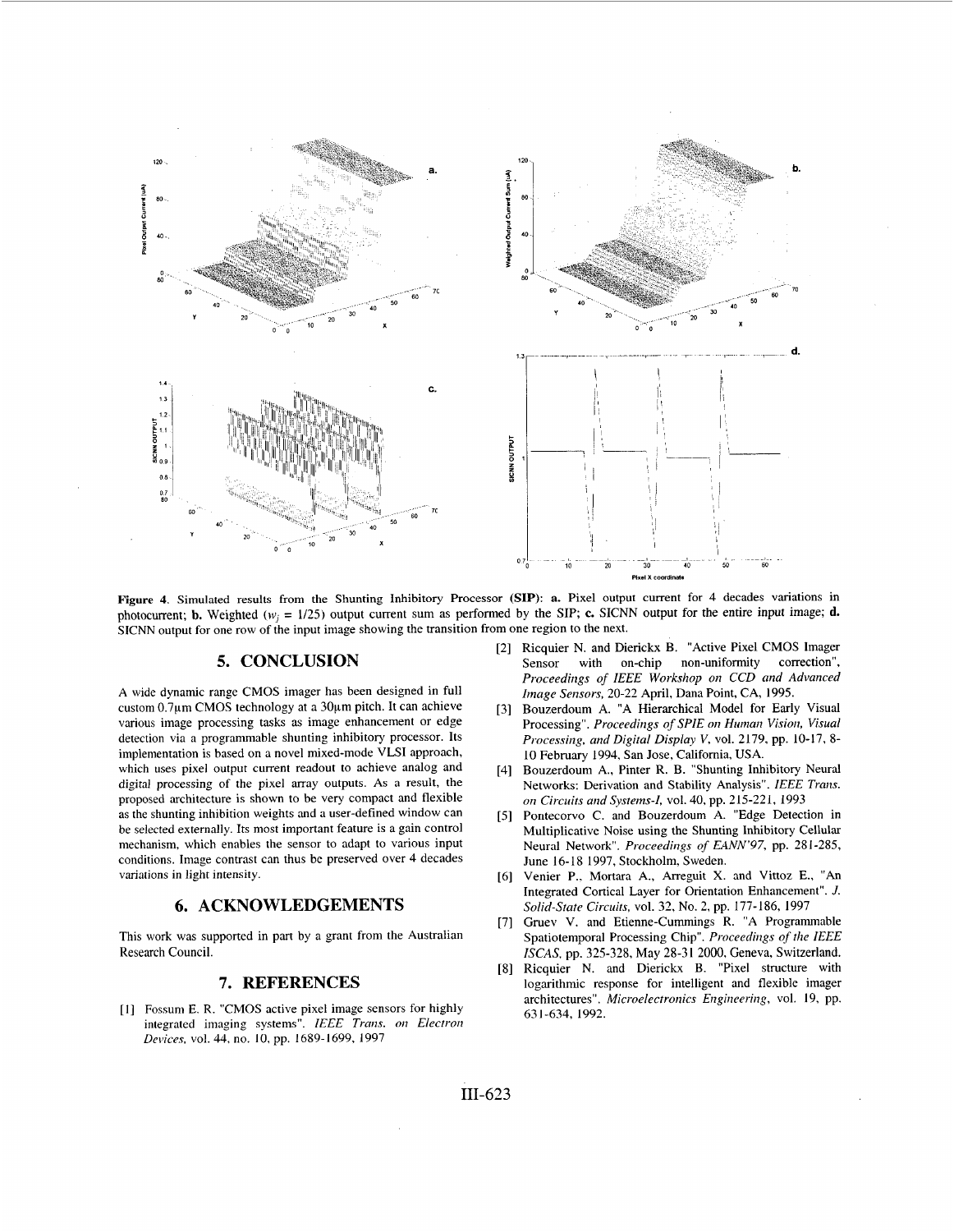a.

Pixel Output Current (uA)

120

80

40

0

Y

X

b.

Weighted Output Current Sum (uA)

120

80

40

0

Y

X

c.

SICNN OUTPUT

1.4

1.3

1.2

1.1

1

0.9

0.8

0.7

Y

X

d.

SICNN OUTPUT

1.3

1

0.7

Pixel X coordinate

0 10 20 30 40 50 60

**Figure 4.** Simulated results from the Shunting Inhibitory Processor **(SIP)**: **a.** Pixel output current for 4 decades variations in photocurrent; **b.** Weighted ($w_j$ = 1/25) output current sum as performed by the SIP; **c.** SICNN output for the entire input image; **d.** SICNN output for one row of the input image showing the transition from one region to the next.

## 5. CONCLUSION

A wide dynamic range CMOS imager has been designed in full custom 0.7μm CMOS technology at a 30μm pitch. It can achieve various image processing tasks as image enhancement or edge detection via a programmable shunting inhibitory processor. Its implementation is based on a novel mixed-mode VLSI approach, which uses pixel output current readout to achieve analog and digital processing of the pixel array outputs. As a result, the proposed architecture is shown to be very compact and flexible as the shunting inhibition weights and a user-defined window can be selected externally. Its most important feature is a gain control mechanism, which enables the sensor to adapt to various input conditions. Image contrast can thus be preserved over 4 decades variations in light intensity.

## 6. ACKNOWLEDGEMENTS

This work was supported in part by a grant from the Australian Research Council.

## 7. REFERENCES

[1] Fossum E. R. "CMOS active pixel image sensors for highly integrated imaging systems". *IEEE Trans. on Electron Devices*, vol. 44, no. 10, pp. 1689-1699, 1997

[2] Ricquier N. and Dierickx B. "Active Pixel CMOS Imager Sensor with on-chip non-uniformity correction", *Proceedings of IEEE Workshop on CCD and Advanced Image Sensors*, 20-22 April, Dana Point, CA, 1995.

[3] Bouzerdoum A. "A Hierarchical Model for Early Visual Processing". *Proceedings of SPIE on Human Vision, Visual Processing, and Digital Display V*, vol. 2179, pp. 10-17, 8-10 February 1994, San Jose, California, USA.

[4] Bouzerdoum A., Pinter R. B. "Shunting Inhibitory Neural Networks: Derivation and Stability Analysis". *IEEE Trans. on Circuits and Systems-I*, vol. 40, pp. 215-221, 1993

[5] Pontecorvo C. and Bouzerdoum A. "Edge Detection in Multiplicative Noise using the Shunting Inhibitory Cellular Neural Network". *Proceedings of EANN'97*, pp. 281-285, June 16-18 1997, Stockholm, Sweden.

[6] Venier P., Mortara A., Arreguit X. and Vittoz E., "An Integrated Cortical Layer for Orientation Enhancement". *J. Solid-State Circuits*, vol. 32, No. 2, pp. 177-186, 1997

[7] Gruev V. and Etienne-Cummings R. "A Programmable Spatiotemporal Processing Chip". *Proceedings of the IEEE ISCAS*, pp. 325-328, May 28-31 2000, Geneva, Switzerland.

[8] Ricquier N. and Dierickx B. "Pixel structure with logarithmic response for intelligent and flexible imager architectures". *Microelectronics Engineering*, vol. 19, pp. 631-634, 1992.